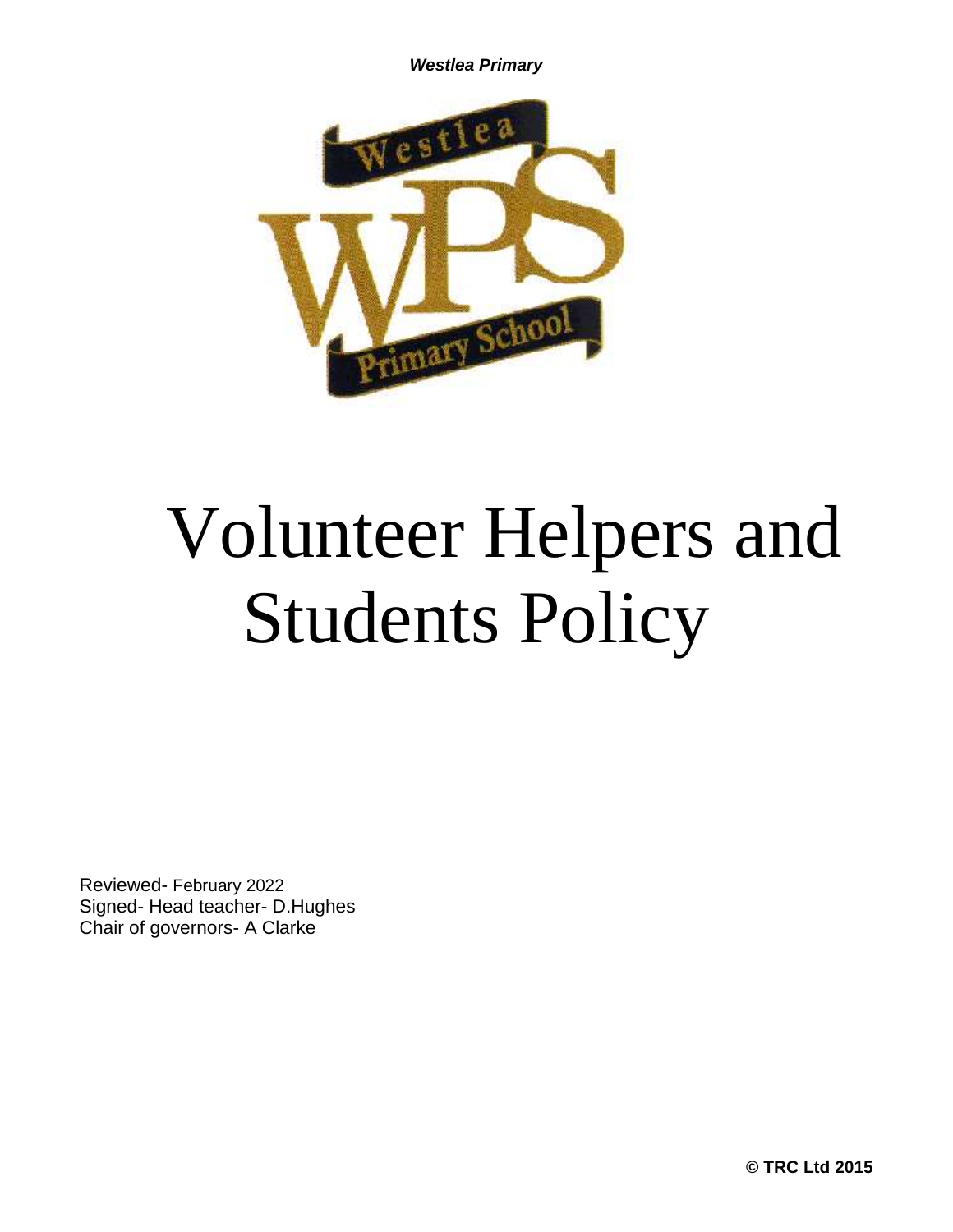*Westlea Primary*

# Volunteer Helpers and Students Policy

Reviewed- February 2022
Signed- Head teacher- D.Hughes
Chair of governors- A Clarke

**© TRC Ltd 2015**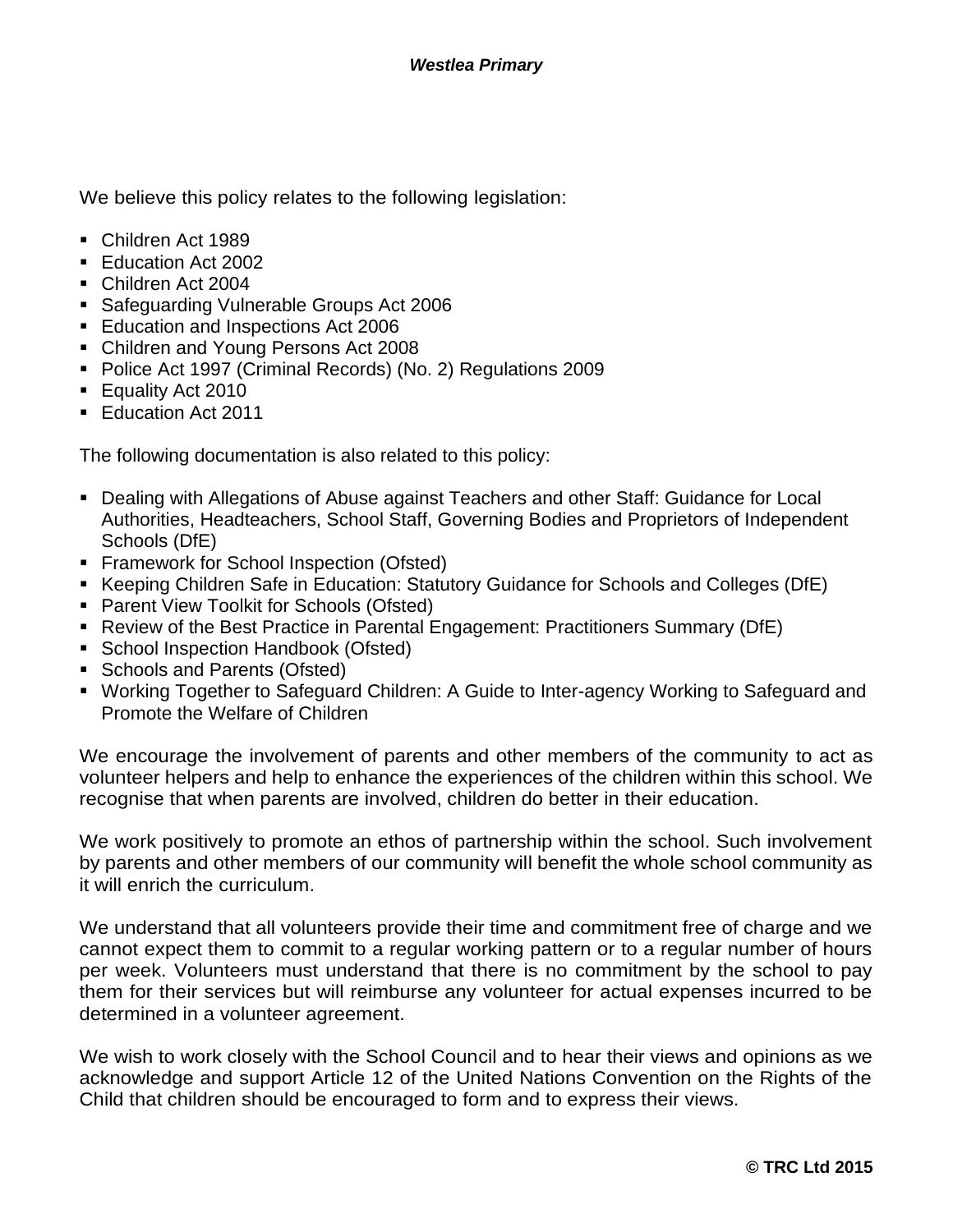We believe this policy relates to the following legislation:

- Children Act 1989
- Education Act 2002
- Children Act 2004
- Safeguarding Vulnerable Groups Act 2006
- Education and Inspections Act 2006
- Children and Young Persons Act 2008
- Police Act 1997 (Criminal Records) (No. 2) Regulations 2009
- Equality Act 2010
- Education Act 2011

The following documentation is also related to this policy:

- Dealing with Allegations of Abuse against Teachers and other Staff: Guidance for Local Authorities, Headteachers, School Staff, Governing Bodies and Proprietors of Independent Schools (DfE)
- Framework for School Inspection (Ofsted)
- Keeping Children Safe in Education: Statutory Guidance for Schools and Colleges (DfE)
- Parent View Toolkit for Schools (Ofsted)
- Review of the Best Practice in Parental Engagement: Practitioners Summary (DfE)
- School Inspection Handbook (Ofsted)
- Schools and Parents (Ofsted)
- Working Together to Safeguard Children: A Guide to Inter-agency Working to Safeguard and Promote the Welfare of Children

We encourage the involvement of parents and other members of the community to act as volunteer helpers and help to enhance the experiences of the children within this school. We recognise that when parents are involved, children do better in their education.

We work positively to promote an ethos of partnership within the school. Such involvement by parents and other members of our community will benefit the whole school community as it will enrich the curriculum.

We understand that all volunteers provide their time and commitment free of charge and we cannot expect them to commit to a regular working pattern or to a regular number of hours per week. Volunteers must understand that there is no commitment by the school to pay them for their services but will reimburse any volunteer for actual expenses incurred to be determined in a volunteer agreement.

We wish to work closely with the School Council and to hear their views and opinions as we acknowledge and support Article 12 of the United Nations Convention on the Rights of the Child that children should be encouraged to form and to express their views.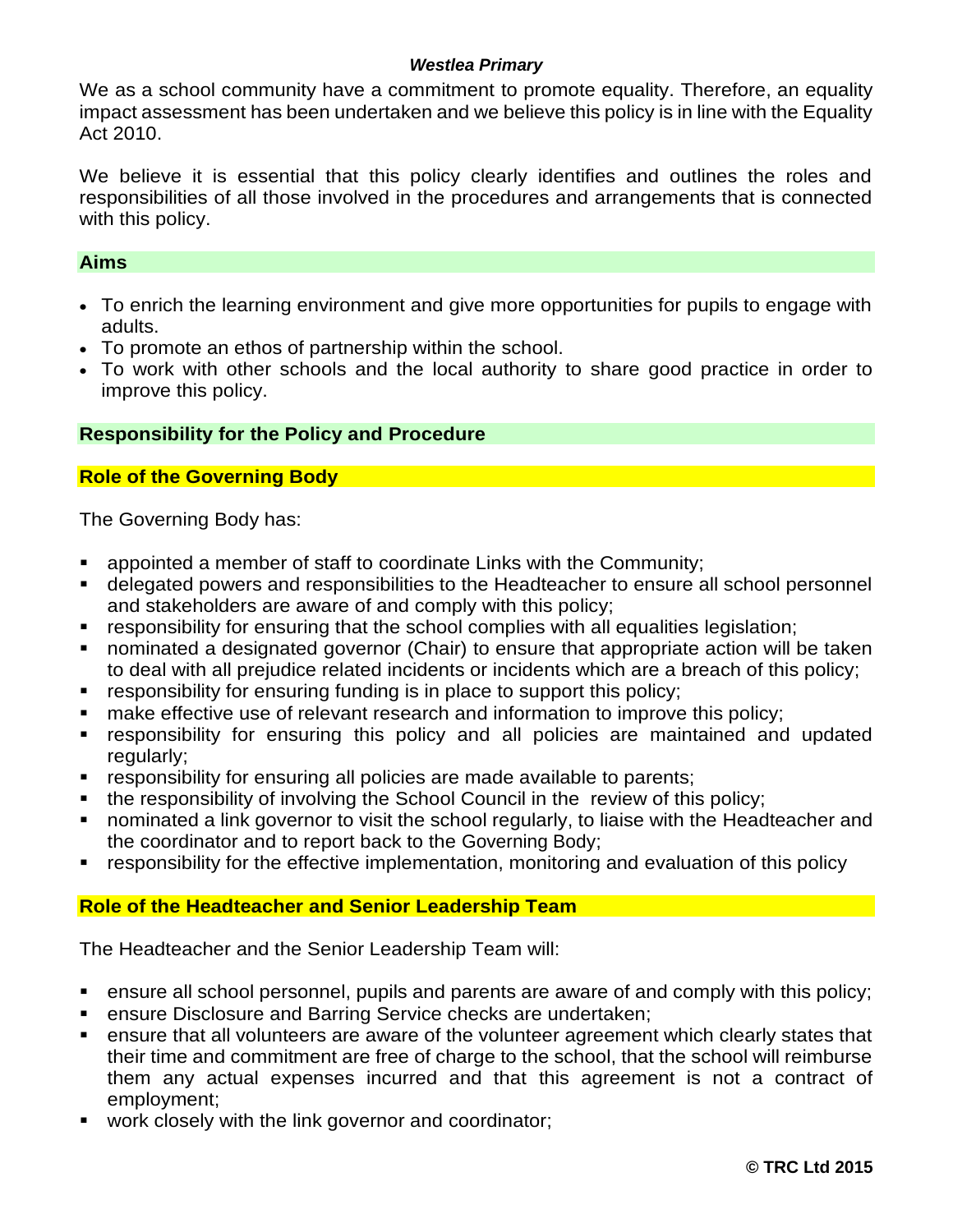We as a school community have a commitment to promote equality. Therefore, an equality impact assessment has been undertaken and we believe this policy is in line with the Equality Act 2010.

We believe it is essential that this policy clearly identifies and outlines the roles and responsibilities of all those involved in the procedures and arrangements that is connected with this policy.

## Aims

- To enrich the learning environment and give more opportunities for pupils to engage with adults.
- To promote an ethos of partnership within the school.
- To work with other schools and the local authority to share good practice in order to improve this policy.

## Responsibility for the Policy and Procedure

### Role of the Governing Body

The Governing Body has:

- appointed a member of staff to coordinate Links with the Community;
- delegated powers and responsibilities to the Headteacher to ensure all school personnel and stakeholders are aware of and comply with this policy;
- responsibility for ensuring that the school complies with all equalities legislation;
- nominated a designated governor (Chair) to ensure that appropriate action will be taken to deal with all prejudice related incidents or incidents which are a breach of this policy;
- responsibility for ensuring funding is in place to support this policy;
- make effective use of relevant research and information to improve this policy;
- responsibility for ensuring this policy and all policies are maintained and updated regularly;
- responsibility for ensuring all policies are made available to parents;
- the responsibility of involving the School Council in the review of this policy;
- nominated a link governor to visit the school regularly, to liaise with the Headteacher and the coordinator and to report back to the Governing Body;
- responsibility for the effective implementation, monitoring and evaluation of this policy

### Role of the Headteacher and Senior Leadership Team

The Headteacher and the Senior Leadership Team will:

- ensure all school personnel, pupils and parents are aware of and comply with this policy;
- ensure Disclosure and Barring Service checks are undertaken;
- ensure that all volunteers are aware of the volunteer agreement which clearly states that their time and commitment are free of charge to the school, that the school will reimburse them any actual expenses incurred and that this agreement is not a contract of employment;
- work closely with the link governor and coordinator;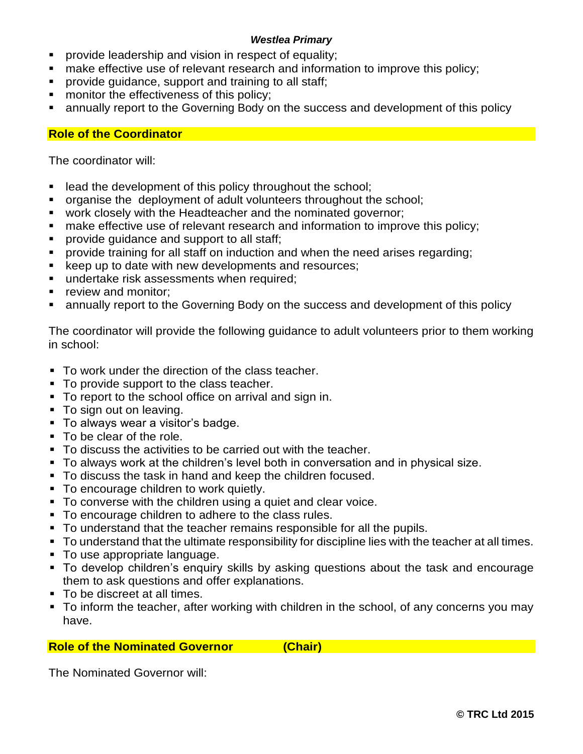- provide leadership and vision in respect of equality;
- make effective use of relevant research and information to improve this policy;
- provide guidance, support and training to all staff;
- monitor the effectiveness of this policy;
- annually report to the Governing Body on the success and development of this policy

## Role of the Coordinator

The coordinator will:

- lead the development of this policy throughout the school;
- organise the deployment of adult volunteers throughout the school;
- work closely with the Headteacher and the nominated governor;
- make effective use of relevant research and information to improve this policy;
- provide guidance and support to all staff;
- provide training for all staff on induction and when the need arises regarding;
- keep up to date with new developments and resources;
- undertake risk assessments when required;
- review and monitor;
- annually report to the Governing Body on the success and development of this policy

The coordinator will provide the following guidance to adult volunteers prior to them working in school:

- To work under the direction of the class teacher.
- To provide support to the class teacher.
- To report to the school office on arrival and sign in.
- To sign out on leaving.
- To always wear a visitor's badge.
- To be clear of the role.
- To discuss the activities to be carried out with the teacher.
- To always work at the children's level both in conversation and in physical size.
- To discuss the task in hand and keep the children focused.
- To encourage children to work quietly.
- To converse with the children using a quiet and clear voice.
- To encourage children to adhere to the class rules.
- To understand that the teacher remains responsible for all the pupils.
- To understand that the ultimate responsibility for discipline lies with the teacher at all times.
- To use appropriate language.
- To develop children's enquiry skills by asking questions about the task and encourage them to ask questions and offer explanations.
- To be discreet at all times.
- To inform the teacher, after working with children in the school, of any concerns you may have.

## Role of the Nominated Governor (Chair)

The Nominated Governor will: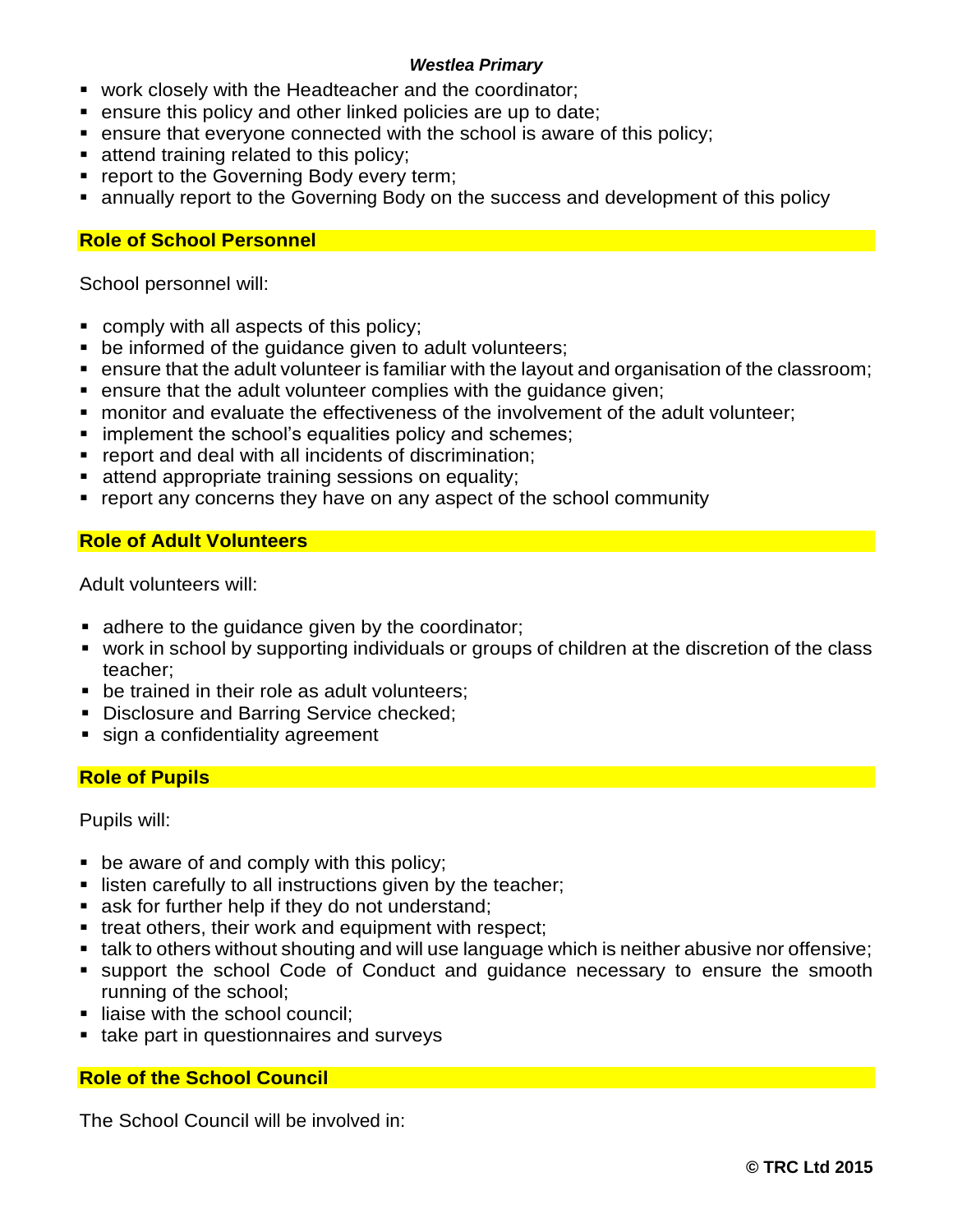- work closely with the Headteacher and the coordinator;
- ensure this policy and other linked policies are up to date;
- ensure that everyone connected with the school is aware of this policy;
- attend training related to this policy;
- report to the Governing Body every term;
- annually report to the Governing Body on the success and development of this policy

## Role of School Personnel

School personnel will:

- comply with all aspects of this policy;
- be informed of the guidance given to adult volunteers;
- ensure that the adult volunteer is familiar with the layout and organisation of the classroom;
- ensure that the adult volunteer complies with the guidance given;
- monitor and evaluate the effectiveness of the involvement of the adult volunteer;
- implement the school's equalities policy and schemes;
- report and deal with all incidents of discrimination;
- attend appropriate training sessions on equality;
- report any concerns they have on any aspect of the school community

## Role of Adult Volunteers

Adult volunteers will:

- adhere to the guidance given by the coordinator;
- work in school by supporting individuals or groups of children at the discretion of the class teacher;
- be trained in their role as adult volunteers;
- Disclosure and Barring Service checked;
- sign a confidentiality agreement

## Role of Pupils

Pupils will:

- be aware of and comply with this policy;
- listen carefully to all instructions given by the teacher;
- ask for further help if they do not understand;
- treat others, their work and equipment with respect;
- talk to others without shouting and will use language which is neither abusive nor offensive;
- support the school Code of Conduct and guidance necessary to ensure the smooth running of the school;
- liaise with the school council;
- take part in questionnaires and surveys

## Role of the School Council

The School Council will be involved in: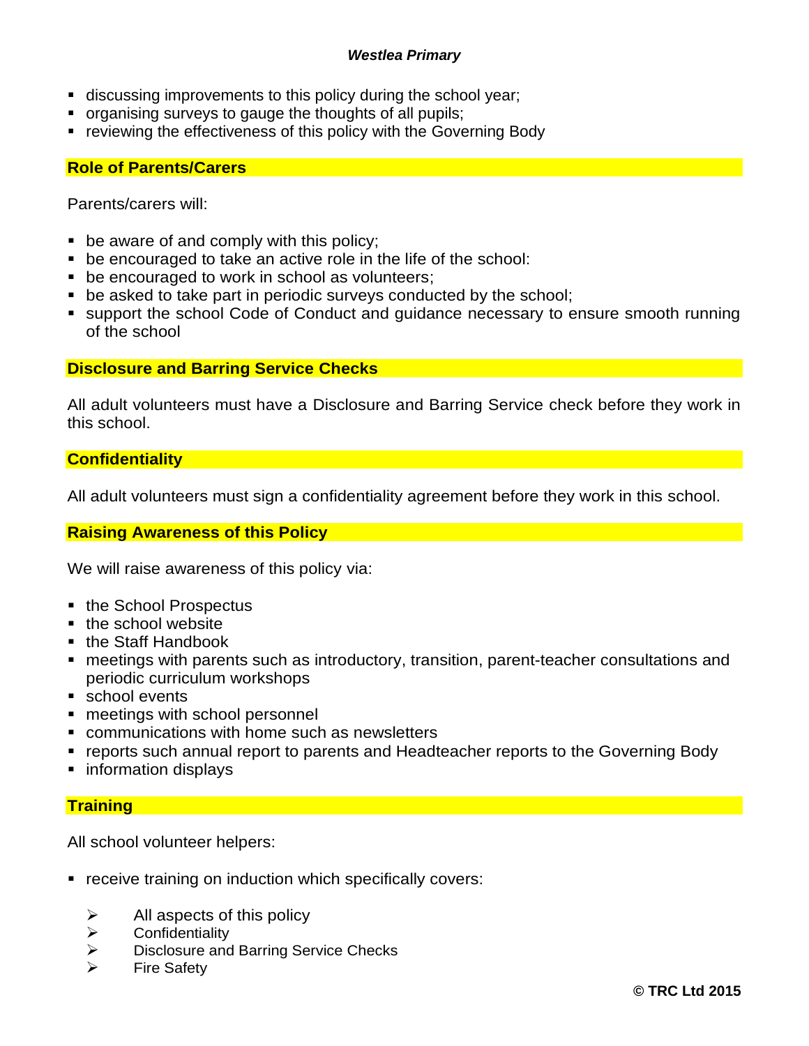- discussing improvements to this policy during the school year;
- organising surveys to gauge the thoughts of all pupils;
- reviewing the effectiveness of this policy with the Governing Body

## Role of Parents/Carers

Parents/carers will:

- be aware of and comply with this policy;
- be encouraged to take an active role in the life of the school:
- be encouraged to work in school as volunteers;
- be asked to take part in periodic surveys conducted by the school;
- support the school Code of Conduct and guidance necessary to ensure smooth running of the school

## Disclosure and Barring Service Checks

All adult volunteers must have a Disclosure and Barring Service check before they work in this school.

## Confidentiality

All adult volunteers must sign a confidentiality agreement before they work in this school.

## Raising Awareness of this Policy

We will raise awareness of this policy via:

- the School Prospectus
- the school website
- the Staff Handbook
- meetings with parents such as introductory, transition, parent-teacher consultations and periodic curriculum workshops
- school events
- meetings with school personnel
- communications with home such as newsletters
- reports such annual report to parents and Headteacher reports to the Governing Body
- information displays

## Training

All school volunteer helpers:

- receive training on induction which specifically covers:
    - All aspects of this policy
    - Confidentiality
    - Disclosure and Barring Service Checks
    - Fire Safety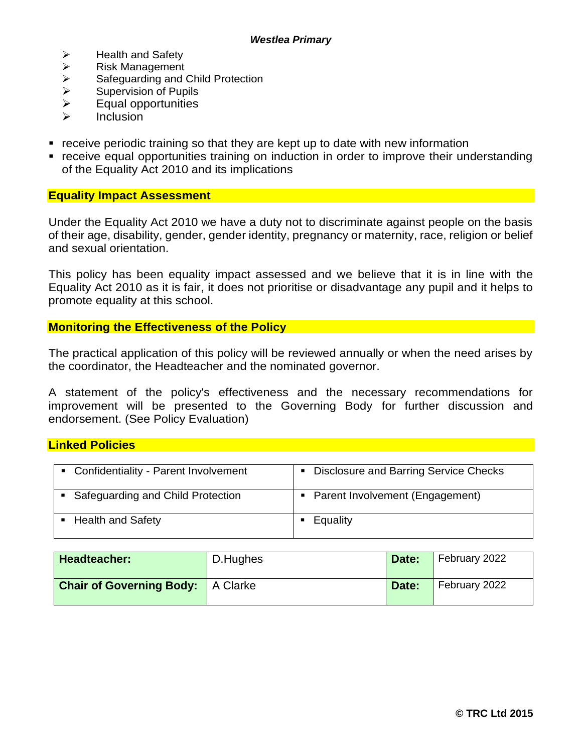- Health and Safety
- Risk Management
- Safeguarding and Child Protection
- Supervision of Pupils
- Equal opportunities
- Inclusion

- receive periodic training so that they are kept up to date with new information
- receive equal opportunities training on induction in order to improve their understanding of the Equality Act 2010 and its implications

## Equality Impact Assessment

Under the Equality Act 2010 we have a duty not to discriminate against people on the basis of their age, disability, gender, gender identity, pregnancy or maternity, race, religion or belief and sexual orientation.

This policy has been equality impact assessed and we believe that it is in line with the Equality Act 2010 as it is fair, it does not prioritise or disadvantage any pupil and it helps to promote equality at this school.

## Monitoring the Effectiveness of the Policy

The practical application of this policy will be reviewed annually or when the need arises by the coordinator, the Headteacher and the nominated governor.

A statement of the policy's effectiveness and the necessary recommendations for improvement will be presented to the Governing Body for further discussion and endorsement. (See Policy Evaluation)

## Linked Policies

| | |
|---|---|
| ▪ Confidentiality - Parent Involvement | ▪ Disclosure and Barring Service Checks |
| ▪ Safeguarding and Child Protection | ▪ Parent Involvement (Engagement) |
| ▪ Health and Safety | ▪ Equality |

| | | | |
|---|---|---|---|
| **Headteacher:** | D.Hughes | **Date:** | February 2022 |
| **Chair of Governing Body:** | A Clarke | **Date:** | February 2022 |

**© TRC Ltd 2015**